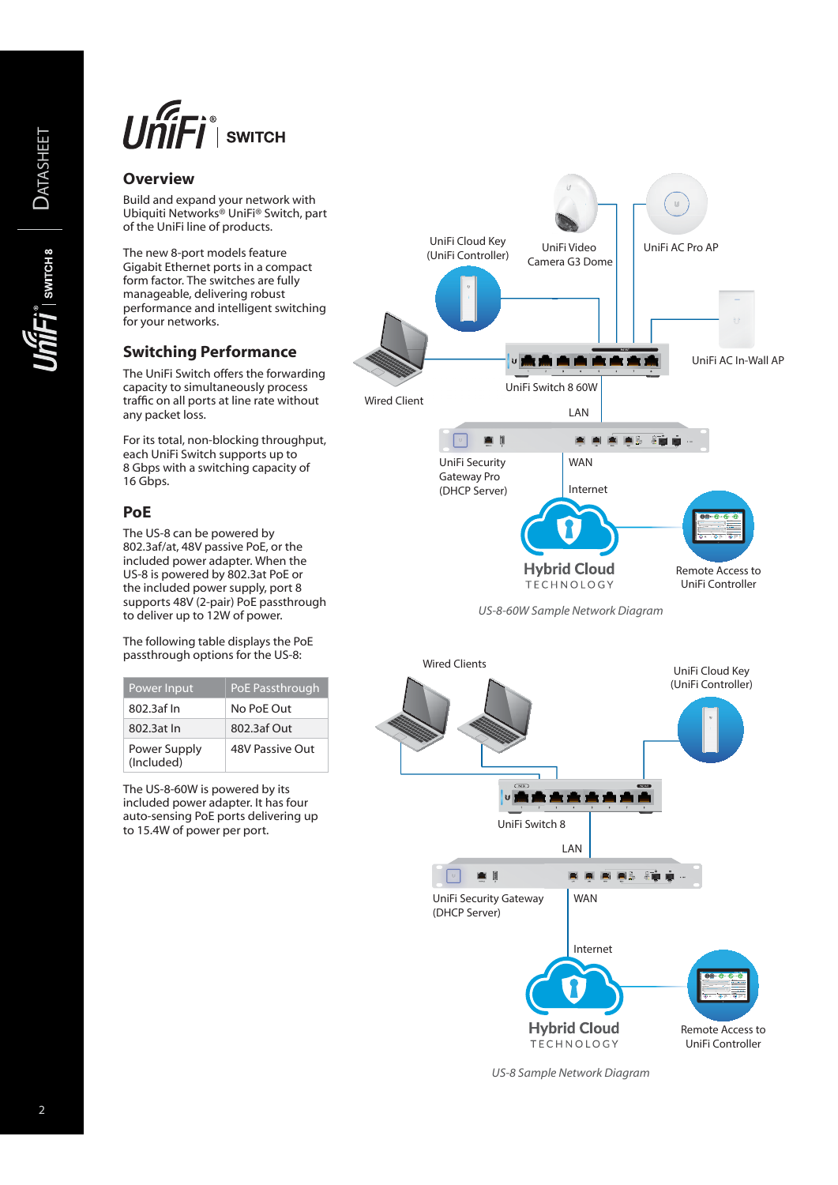# UniFi | SWITCH

## Overview

Build and expand your network with Ubiquiti Networks® UniFi® Switch, part of the UniFi line of products.

The new 8-port models feature Gigabit Ethernet ports in a compact form factor. The switches are fully manageable, delivering robust performance and intelligent switching for your networks.

## Switching Performance

The UniFi Switch offers the forwarding capacity to simultaneously process traffic on all ports at line rate without any packet loss.

For its total, non-blocking throughput, each UniFi Switch supports up to 8 Gbps with a switching capacity of 16 Gbps.

## PoE

The US-8 can be powered by 802.3af/at, 48V passive PoE, or the included power adapter. When the US-8 is powered by 802.3at PoE or the included power supply, port 8 supports 48V (2-pair) PoE passthrough to deliver up to 12W of power.

The following table displays the PoE passthrough options for the US-8:

| Power Input | PoE Passthrough |
| --- | --- |
| 802.3af In | No PoE Out |
| 802.3at In | 802.3af Out |
| Power Supply (Included) | 48V Passive Out |

The US-8-60W is powered by its included power adapter. It has four auto-sensing PoE ports delivering up to 15.4W of power per port.

UniFi Cloud Key (UniFi Controller) | UniFi Video Camera G3 Dome | UniFi AC Pro AP | UniFi AC In-Wall AP | Wired Client | UniFi Switch 8 60W | LAN | UniFi Security Gateway Pro (DHCP Server) | WAN | Internet | Hybrid Cloud TECHNOLOGY | Remote Access to UniFi Controller

*US-8-60W Sample Network Diagram*

Wired Clients | UniFi Cloud Key (UniFi Controller) | UniFi Switch 8 | LAN | UniFi Security Gateway (DHCP Server) | WAN | Internet | Hybrid Cloud TECHNOLOGY | Remote Access to UniFi Controller

*US-8 Sample Network Diagram*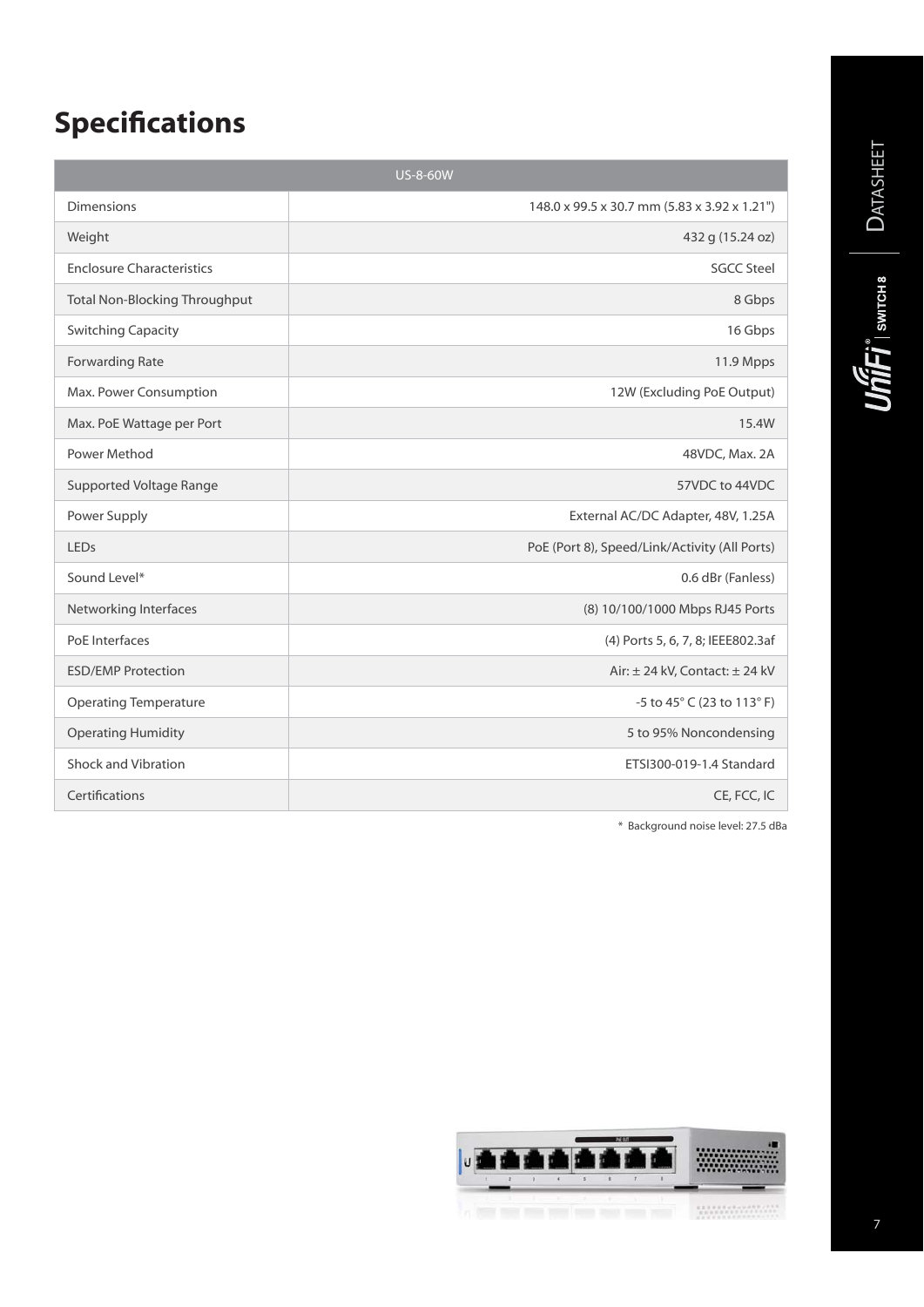# Specifications

| US-8-60W | |
|---|---|
| Dimensions | 148.0 x 99.5 x 30.7 mm (5.83 x 3.92 x 1.21") |
| Weight | 432 g (15.24 oz) |
| Enclosure Characteristics | SGCC Steel |
| Total Non-Blocking Throughput | 8 Gbps |
| Switching Capacity | 16 Gbps |
| Forwarding Rate | 11.9 Mpps |
| Max. Power Consumption | 12W (Excluding PoE Output) |
| Max. PoE Wattage per Port | 15.4W |
| Power Method | 48VDC, Max. 2A |
| Supported Voltage Range | 57VDC to 44VDC |
| Power Supply | External AC/DC Adapter, 48V, 1.25A |
| LEDs | PoE (Port 8), Speed/Link/Activity (All Ports) |
| Sound Level* | 0.6 dBr (Fanless) |
| Networking Interfaces | (8) 10/100/1000 Mbps RJ45 Ports |
| PoE Interfaces | (4) Ports 5, 6, 7, 8; IEEE802.3af |
| ESD/EMP Protection | Air: ± 24 kV, Contact: ± 24 kV |
| Operating Temperature | -5 to 45° C (23 to 113° F) |
| Operating Humidity | 5 to 95% Noncondensing |
| Shock and Vibration | ETSI300-019-1.4 Standard |
| Certifications | CE, FCC, IC |

* Background noise level: 27.5 dBa